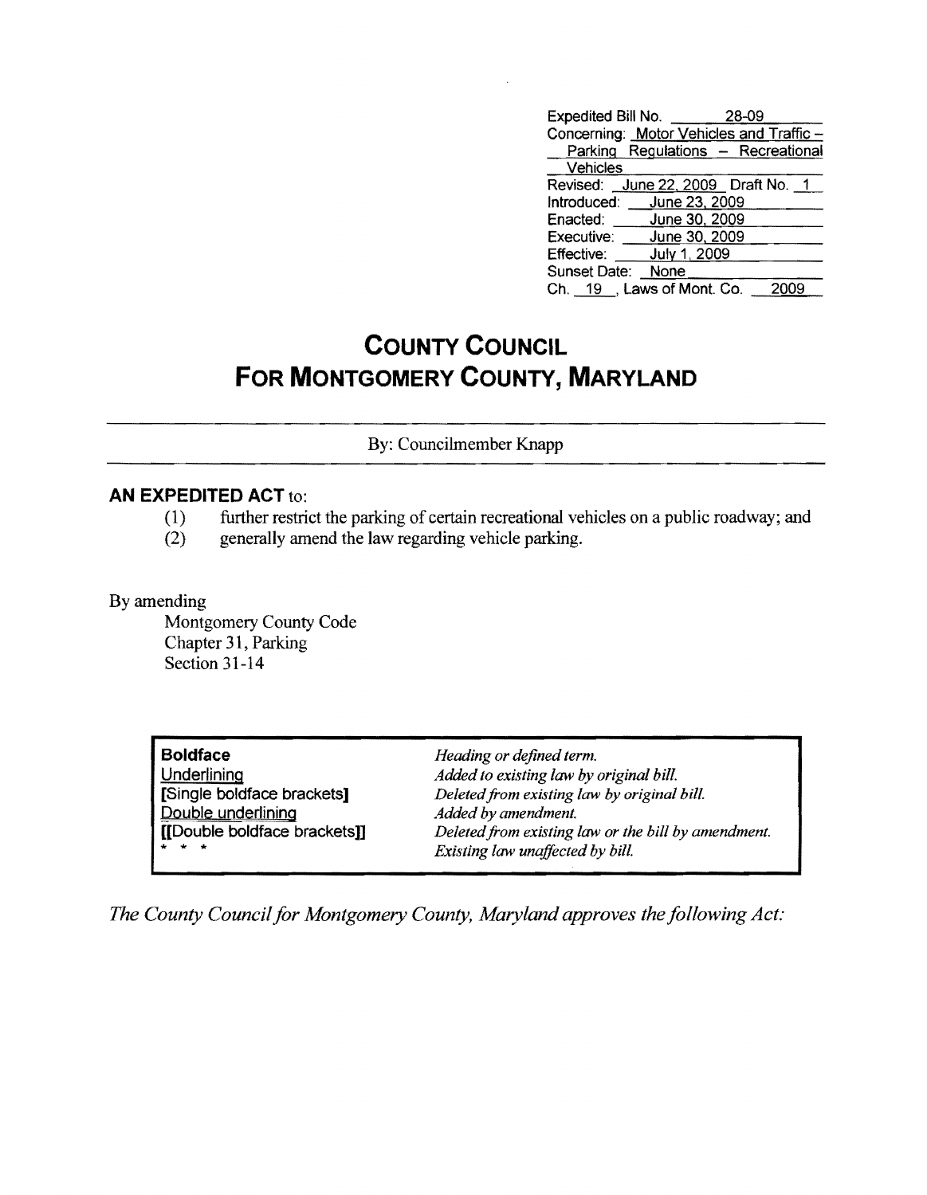Expedited Bill No. 28-09
Concerning: Motor Vehicles and Traffic – Parking Regulations – Recreational Vehicles
Revised: June 22, 2009 Draft No. 1
Introduced: June 23, 2009
Enacted: June 30, 2009
Executive: June 30, 2009
Effective: July 1, 2009
Sunset Date: None
Ch. 19, Laws of Mont. Co. 2009

# COUNTY COUNCIL FOR MONTGOMERY COUNTY, MARYLAND

By: Councilmember Knapp

**AN EXPEDITED ACT** to:

(1) further restrict the parking of certain recreational vehicles on a public roadway; and
(2) generally amend the law regarding vehicle parking.

By amending
Montgomery County Code
Chapter 31, Parking
Section 31-14

| | |
|---|---|
| **Boldface** | *Heading or defined term.* |
| Underlining | *Added to existing law by original bill.* |
| **[**Single boldface brackets**]** | *Deleted from existing law by original bill.* |
| Double underlining | *Added by amendment.* |
| **[[**Double boldface brackets**]]** | *Deleted from existing law or the bill by amendment.* |
| * * * | *Existing law unaffected by bill.* |

*The County Council for Montgomery County, Maryland approves the following Act:*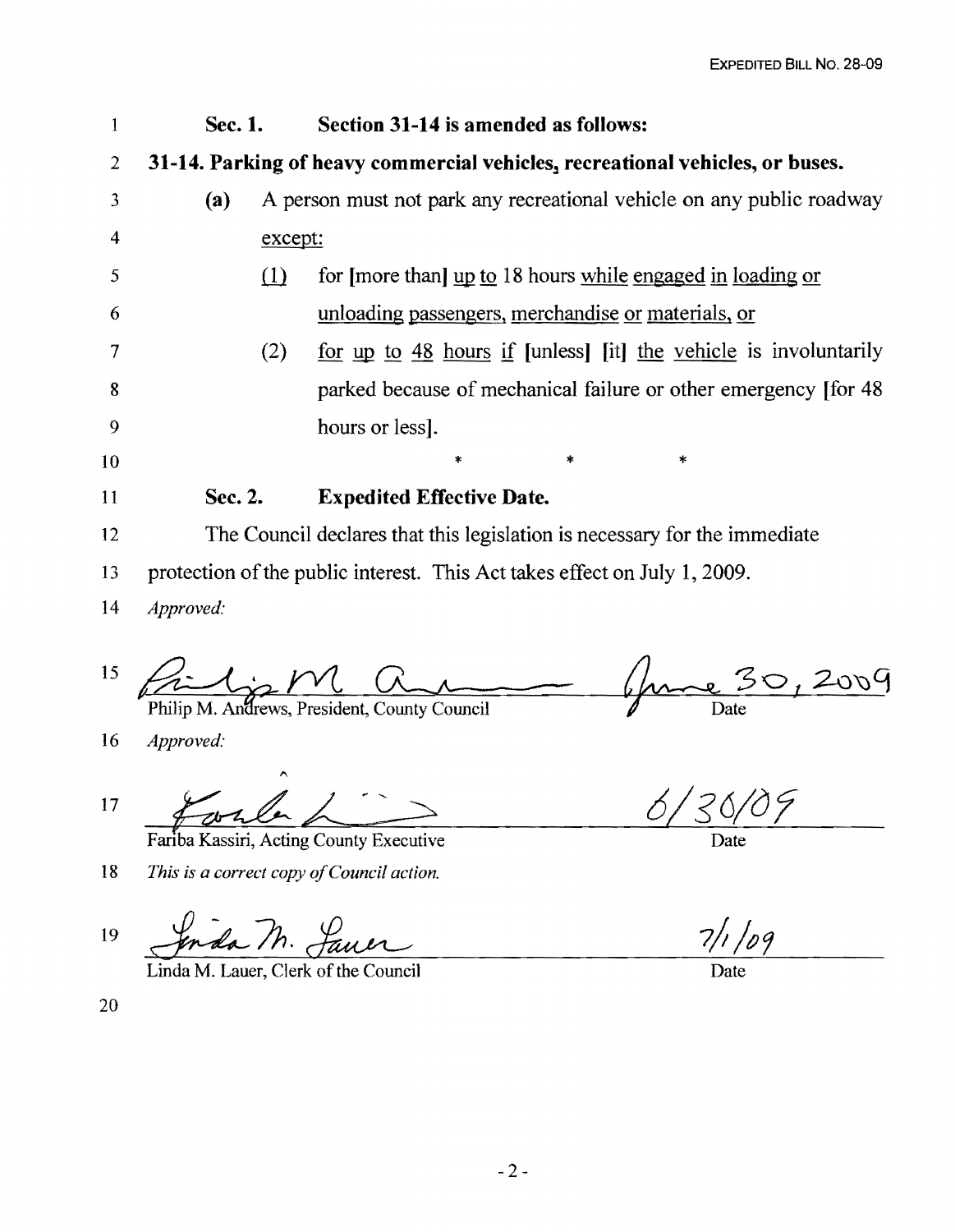**Sec. 1. Section 31-14 is amended as follows:**

**31-14. Parking of heavy commercial vehicles, recreational vehicles, or buses.**

**(a)** A person must not park any recreational vehicle on any public roadway except:

(1) for [more than] up to 18 hours while engaged in loading or unloading passengers, merchandise or materials, or

(2) for up to 48 hours if [unless] [it] the vehicle is involuntarily parked because of mechanical failure or other emergency [for 48 hours or less].

\* \* \*

**Sec. 2. Expedited Effective Date.**

The Council declares that this legislation is necessary for the immediate protection of the public interest. This Act takes effect on July 1, 2009.

*Approved:*

Philip M. Andrews, President, County Council — June 30, 2009 (Date)

*Approved:*

Fariba Kassiri, Acting County Executive — 6/30/09 (Date)

*This is a correct copy of Council action.*

Linda M. Lauer, Clerk of the Council — 7/1/09 (Date)